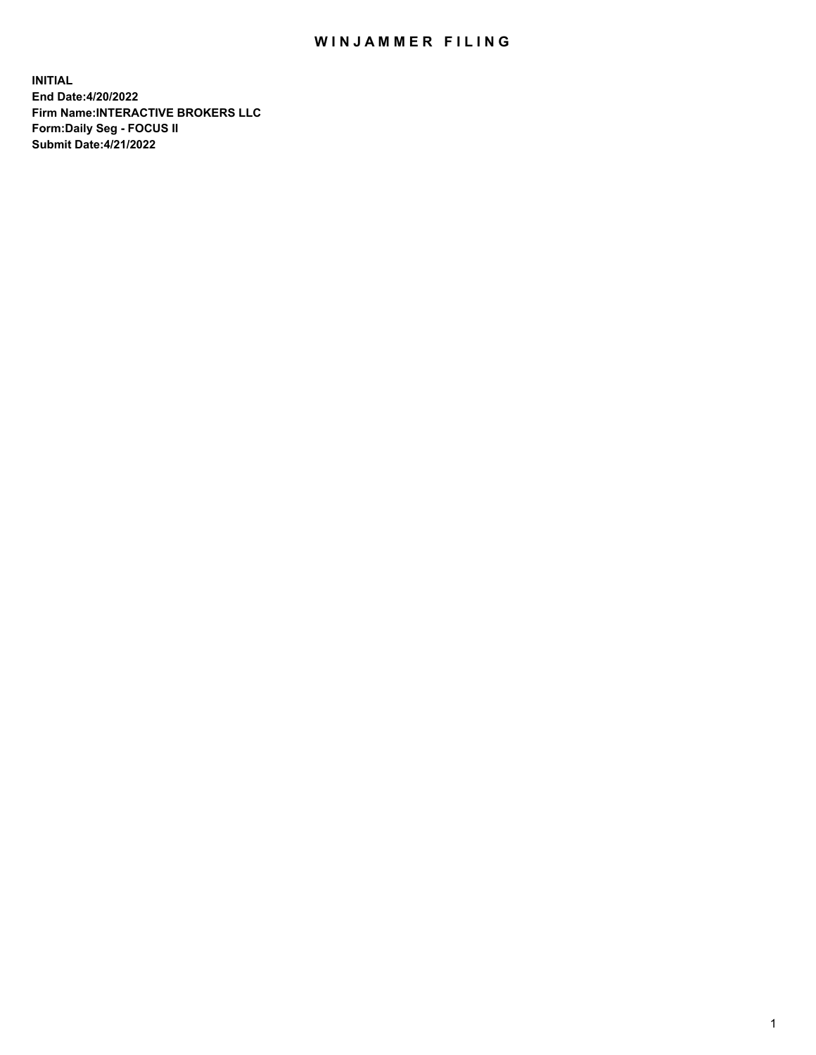# WINJAMMER FILING

**INITIAL**
**End Date:4/20/2022**
**Firm Name:INTERACTIVE BROKERS LLC**
**Form:Daily Seg - FOCUS II**
**Submit Date:4/21/2022**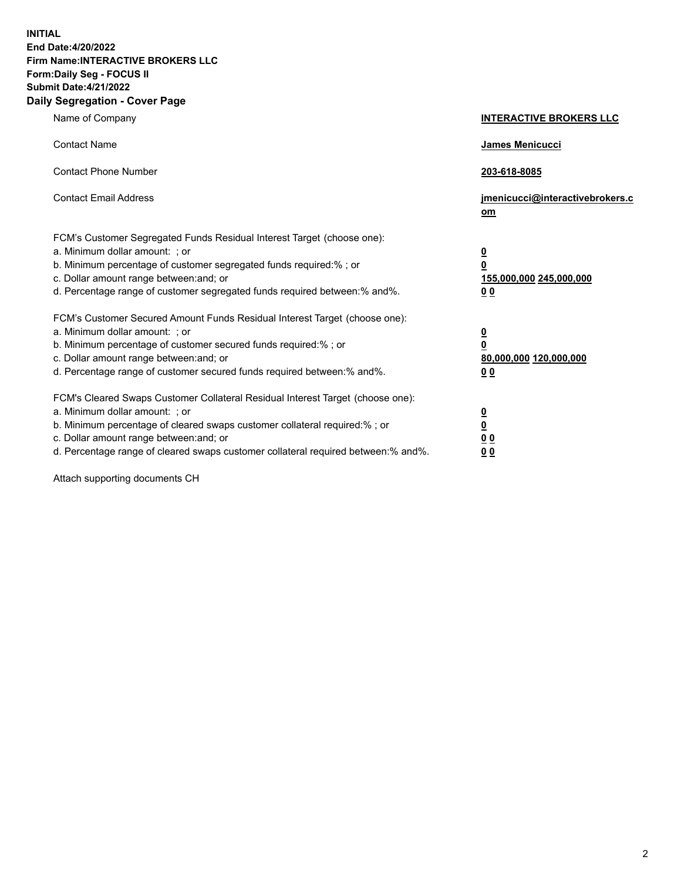**INITIAL**
**End Date:4/20/2022**
**Firm Name:INTERACTIVE BROKERS LLC**
**Form:Daily Seg - FOCUS II**
**Submit Date:4/21/2022**

## Daily Segregation - Cover Page

| | |
|---|---|
| Name of Company | **INTERACTIVE BROKERS LLC** |
| Contact Name | **James Menicucci** |
| Contact Phone Number | **203-618-8085** |
| Contact Email Address | **jmenicucci@interactivebrokers.com** |
| FCM's Customer Segregated Funds Residual Interest Target (choose one): | |
| a. Minimum dollar amount: ; or | **0** |
| b. Minimum percentage of customer segregated funds required:% ; or | **0** |
| c. Dollar amount range between:and; or | **155,000,000** **245,000,000** |
| d. Percentage range of customer segregated funds required between:% and%. | **0** **0** |
| FCM's Customer Secured Amount Funds Residual Interest Target (choose one): | |
| a. Minimum dollar amount: ; or | **0** |
| b. Minimum percentage of customer secured funds required:% ; or | **0** |
| c. Dollar amount range between:and; or | **80,000,000** **120,000,000** |
| d. Percentage range of customer secured funds required between:% and%. | **0** **0** |
| FCM's Cleared Swaps Customer Collateral Residual Interest Target (choose one): | |
| a. Minimum dollar amount: ; or | **0** |
| b. Minimum percentage of cleared swaps customer collateral required:% ; or | **0** |
| c. Dollar amount range between:and; or | **0** **0** |
| d. Percentage range of cleared swaps customer collateral required between:% and%. | **0** **0** |

Attach supporting documents CH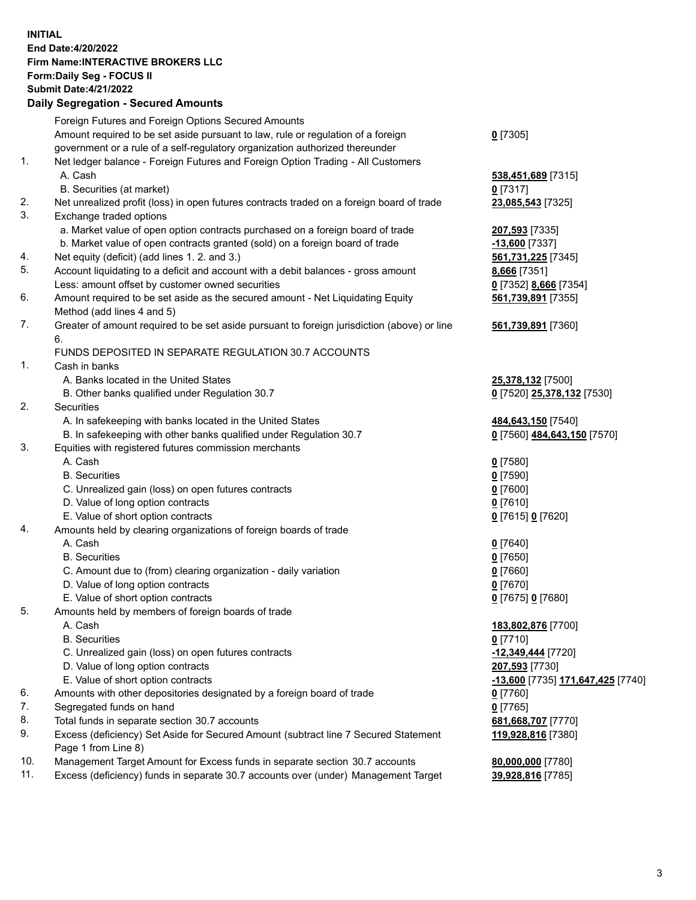**INITIAL**
**End Date:4/20/2022**
**Firm Name:INTERACTIVE BROKERS LLC**
**Form:Daily Seg - FOCUS II**
**Submit Date:4/21/2022**

## Daily Segregation - Secured Amounts

| | | |
|---|---|---|
| | Foreign Futures and Foreign Options Secured Amounts | |
| | Amount required to be set aside pursuant to law, rule or regulation of a foreign government or a rule of a self-regulatory organization authorized thereunder | **0** [7305] |
| 1. | Net ledger balance - Foreign Futures and Foreign Option Trading - All Customers | |
| | A. Cash | **538,451,689** [7315] |
| | B. Securities (at market) | **0** [7317] |
| 2. | Net unrealized profit (loss) in open futures contracts traded on a foreign board of trade | **23,085,543** [7325] |
| 3. | Exchange traded options | |
| | a. Market value of open option contracts purchased on a foreign board of trade | **207,593** [7335] |
| | b. Market value of open contracts granted (sold) on a foreign board of trade | **-13,600** [7337] |
| 4. | Net equity (deficit) (add lines 1. 2. and 3.) | **561,731,225** [7345] |
| 5. | Account liquidating to a deficit and account with a debit balances - gross amount | **8,666** [7351] |
| | Less: amount offset by customer owned securities | **0** [7352] **8,666** [7354] |
| 6. | Amount required to be set aside as the secured amount - Net Liquidating Equity Method (add lines 4 and 5) | **561,739,891** [7355] |
| 7. | Greater of amount required to be set aside pursuant to foreign jurisdiction (above) or line 6. | **561,739,891** [7360] |
| | FUNDS DEPOSITED IN SEPARATE REGULATION 30.7 ACCOUNTS | |
| 1. | Cash in banks | |
| | A. Banks located in the United States | **25,378,132** [7500] |
| | B. Other banks qualified under Regulation 30.7 | **0** [7520] **25,378,132** [7530] |
| 2. | Securities | |
| | A. In safekeeping with banks located in the United States | **484,643,150** [7540] |
| | B. In safekeeping with other banks qualified under Regulation 30.7 | **0** [7560] **484,643,150** [7570] |
| 3. | Equities with registered futures commission merchants | |
| | A. Cash | **0** [7580] |
| | B. Securities | **0** [7590] |
| | C. Unrealized gain (loss) on open futures contracts | **0** [7600] |
| | D. Value of long option contracts | **0** [7610] |
| | E. Value of short option contracts | **0** [7615] **0** [7620] |
| 4. | Amounts held by clearing organizations of foreign boards of trade | |
| | A. Cash | **0** [7640] |
| | B. Securities | **0** [7650] |
| | C. Amount due to (from) clearing organization - daily variation | **0** [7660] |
| | D. Value of long option contracts | **0** [7670] |
| | E. Value of short option contracts | **0** [7675] **0** [7680] |
| 5. | Amounts held by members of foreign boards of trade | |
| | A. Cash | **183,802,876** [7700] |
| | B. Securities | **0** [7710] |
| | C. Unrealized gain (loss) on open futures contracts | **-12,349,444** [7720] |
| | D. Value of long option contracts | **207,593** [7730] |
| | E. Value of short option contracts | **-13,600** [7735] **171,647,425** [7740] |
| 6. | Amounts with other depositories designated by a foreign board of trade | **0** [7760] |
| 7. | Segregated funds on hand | **0** [7765] |
| 8. | Total funds in separate section 30.7 accounts | **681,668,707** [7770] |
| 9. | Excess (deficiency) Set Aside for Secured Amount (subtract line 7 Secured Statement Page 1 from Line 8) | **119,928,816** [7380] |
| 10. | Management Target Amount for Excess funds in separate section 30.7 accounts | **80,000,000** [7780] |
| 11. | Excess (deficiency) funds in separate 30.7 accounts over (under) Management Target | **39,928,816** [7785] |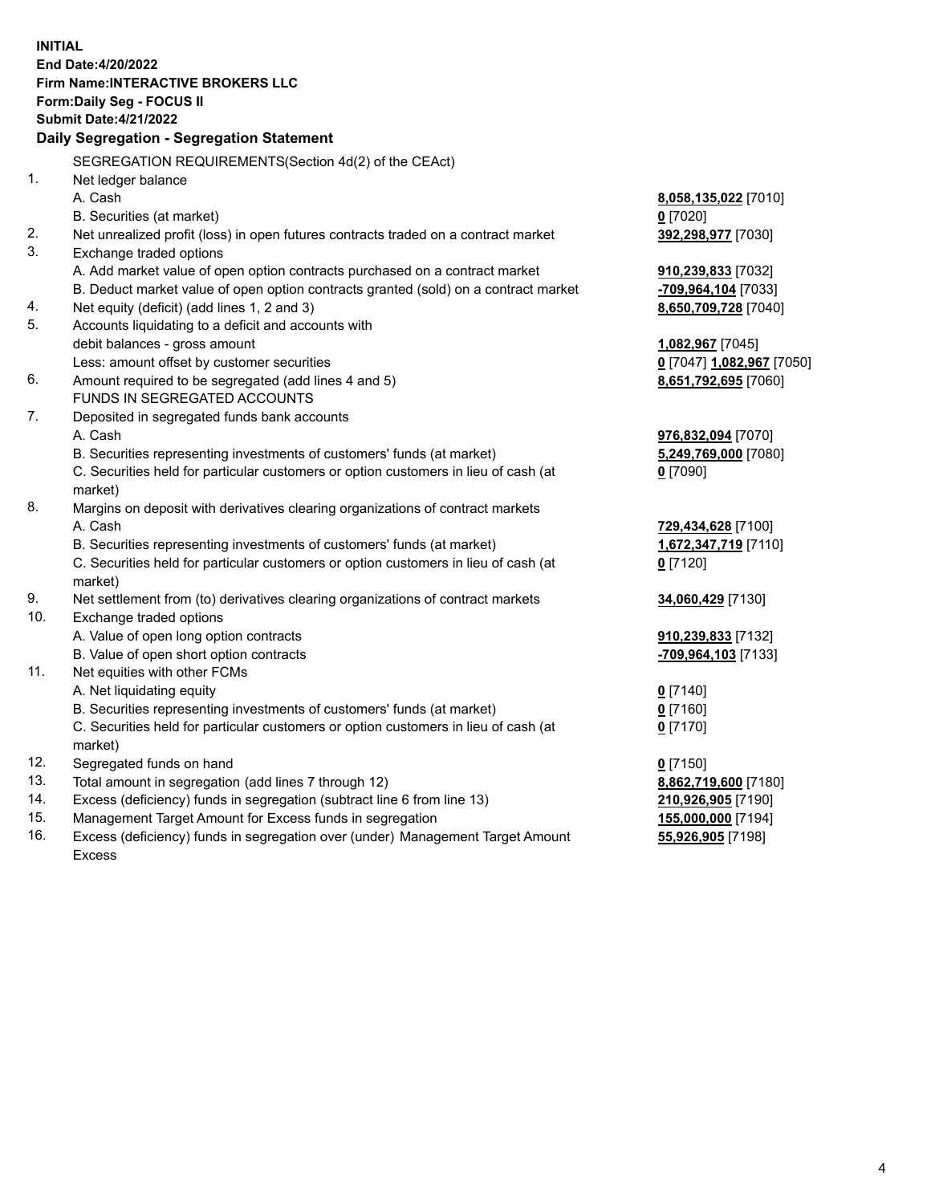**INITIAL**
**End Date:4/20/2022**
**Firm Name:INTERACTIVE BROKERS LLC**
**Form:Daily Seg - FOCUS II**
**Submit Date:4/21/2022**

## Daily Segregation - Segregation Statement

SEGREGATION REQUIREMENTS(Section 4d(2) of the CEAct)

| | | |
|---|---|---|
| 1. | Net ledger balance | |
| | A. Cash | **8,058,135,022** [7010] |
| | B. Securities (at market) | **0** [7020] |
| 2. | Net unrealized profit (loss) in open futures contracts traded on a contract market | **392,298,977** [7030] |
| 3. | Exchange traded options | |
| | A. Add market value of open option contracts purchased on a contract market | **910,239,833** [7032] |
| | B. Deduct market value of open option contracts granted (sold) on a contract market | **-709,964,104** [7033] |
| 4. | Net equity (deficit) (add lines 1, 2 and 3) | **8,650,709,728** [7040] |
| 5. | Accounts liquidating to a deficit and accounts with debit balances - gross amount | **1,082,967** [7045] |
| | Less: amount offset by customer securities | **0** [7047] **1,082,967** [7050] |
| 6. | Amount required to be segregated (add lines 4 and 5) | **8,651,792,695** [7060] |
| | FUNDS IN SEGREGATED ACCOUNTS | |
| 7. | Deposited in segregated funds bank accounts | |
| | A. Cash | **976,832,094** [7070] |
| | B. Securities representing investments of customers' funds (at market) | **5,249,769,000** [7080] |
| | C. Securities held for particular customers or option customers in lieu of cash (at market) | **0** [7090] |
| 8. | Margins on deposit with derivatives clearing organizations of contract markets | |
| | A. Cash | **729,434,628** [7100] |
| | B. Securities representing investments of customers' funds (at market) | **1,672,347,719** [7110] |
| | C. Securities held for particular customers or option customers in lieu of cash (at market) | **0** [7120] |
| 9. | Net settlement from (to) derivatives clearing organizations of contract markets | **34,060,429** [7130] |
| 10. | Exchange traded options | |
| | A. Value of open long option contracts | **910,239,833** [7132] |
| | B. Value of open short option contracts | **-709,964,103** [7133] |
| 11. | Net equities with other FCMs | |
| | A. Net liquidating equity | **0** [7140] |
| | B. Securities representing investments of customers' funds (at market) | **0** [7160] |
| | C. Securities held for particular customers or option customers in lieu of cash (at market) | **0** [7170] |
| 12. | Segregated funds on hand | **0** [7150] |
| 13. | Total amount in segregation (add lines 7 through 12) | **8,862,719,600** [7180] |
| 14. | Excess (deficiency) funds in segregation (subtract line 6 from line 13) | **210,926,905** [7190] |
| 15. | Management Target Amount for Excess funds in segregation | **155,000,000** [7194] |
| 16. | Excess (deficiency) funds in segregation over (under) Management Target Amount Excess | **55,926,905** [7198] |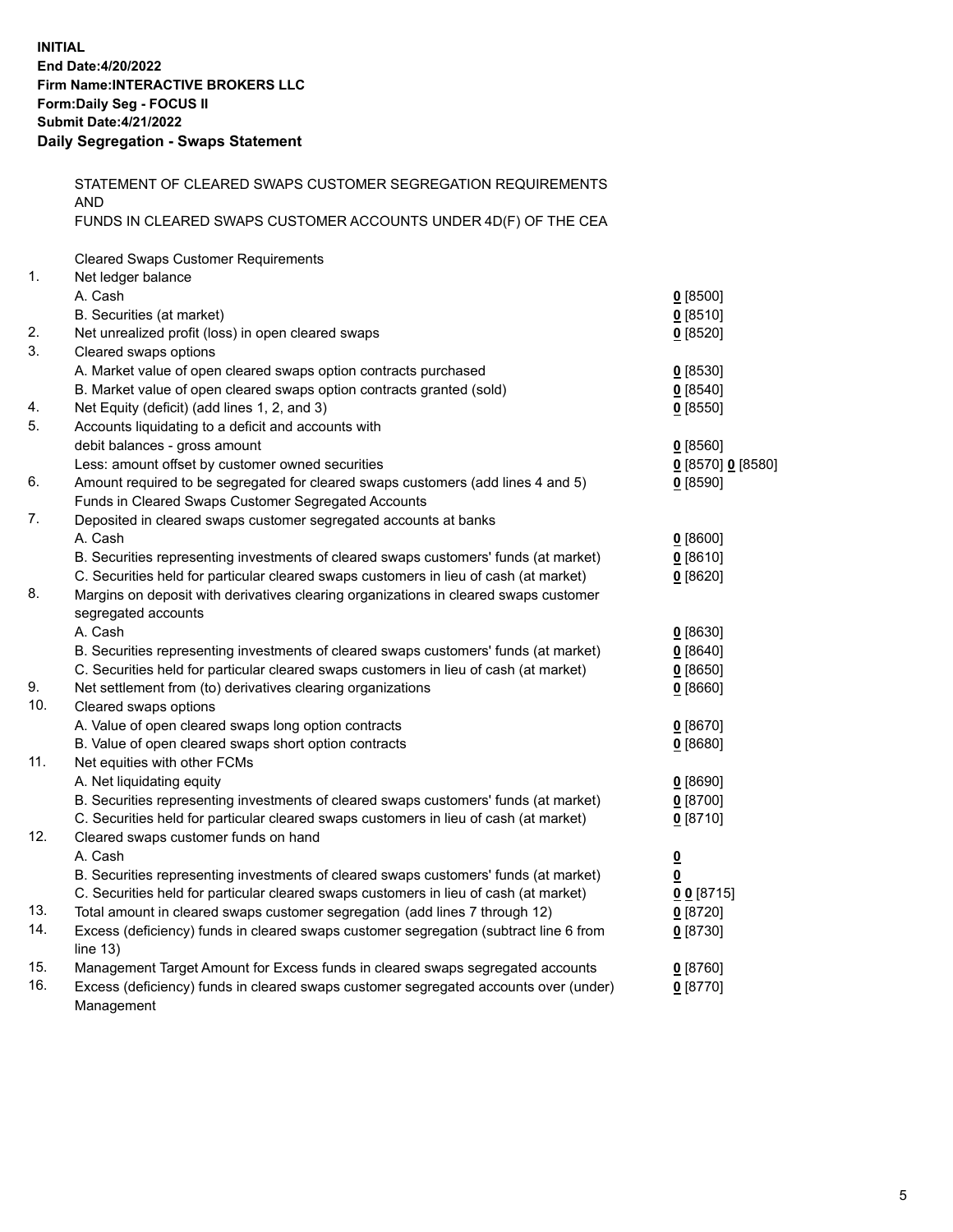**INITIAL**
**End Date:4/20/2022**
**Firm Name:INTERACTIVE BROKERS LLC**
**Form:Daily Seg - FOCUS II**
**Submit Date:4/21/2022**
**Daily Segregation - Swaps Statement**

STATEMENT OF CLEARED SWAPS CUSTOMER SEGREGATION REQUIREMENTS AND FUNDS IN CLEARED SWAPS CUSTOMER ACCOUNTS UNDER 4D(F) OF THE CEA

| | | |
|---|---|---|
| | Cleared Swaps Customer Requirements | |
| 1. | Net ledger balance | |
| | A. Cash | 0 [8500] |
| | B. Securities (at market) | 0 [8510] |
| 2. | Net unrealized profit (loss) in open cleared swaps | 0 [8520] |
| 3. | Cleared swaps options | |
| | A. Market value of open cleared swaps option contracts purchased | 0 [8530] |
| | B. Market value of open cleared swaps option contracts granted (sold) | 0 [8540] |
| 4. | Net Equity (deficit) (add lines 1, 2, and 3) | 0 [8550] |
| 5. | Accounts liquidating to a deficit and accounts with debit balances - gross amount | 0 [8560] |
| | Less: amount offset by customer owned securities | 0 [8570] 0 [8580] |
| 6. | Amount required to be segregated for cleared swaps customers (add lines 4 and 5) | 0 [8590] |
| | Funds in Cleared Swaps Customer Segregated Accounts | |
| 7. | Deposited in cleared swaps customer segregated accounts at banks | |
| | A. Cash | 0 [8600] |
| | B. Securities representing investments of cleared swaps customers' funds (at market) | 0 [8610] |
| | C. Securities held for particular cleared swaps customers in lieu of cash (at market) | 0 [8620] |
| 8. | Margins on deposit with derivatives clearing organizations in cleared swaps customer segregated accounts | |
| | A. Cash | 0 [8630] |
| | B. Securities representing investments of cleared swaps customers' funds (at market) | 0 [8640] |
| | C. Securities held for particular cleared swaps customers in lieu of cash (at market) | 0 [8650] |
| 9. | Net settlement from (to) derivatives clearing organizations | 0 [8660] |
| 10. | Cleared swaps options | |
| | A. Value of open cleared swaps long option contracts | 0 [8670] |
| | B. Value of open cleared swaps short option contracts | 0 [8680] |
| 11. | Net equities with other FCMs | |
| | A. Net liquidating equity | 0 [8690] |
| | B. Securities representing investments of cleared swaps customers' funds (at market) | 0 [8700] |
| | C. Securities held for particular cleared swaps customers in lieu of cash (at market) | 0 [8710] |
| 12. | Cleared swaps customer funds on hand | |
| | A. Cash | 0 |
| | B. Securities representing investments of cleared swaps customers' funds (at market) | 0 |
| | C. Securities held for particular cleared swaps customers in lieu of cash (at market) | 0 0 [8715] |
| 13. | Total amount in cleared swaps customer segregation (add lines 7 through 12) | 0 [8720] |
| 14. | Excess (deficiency) funds in cleared swaps customer segregation (subtract line 6 from line 13) | 0 [8730] |
| 15. | Management Target Amount for Excess funds in cleared swaps segregated accounts | 0 [8760] |
| 16. | Excess (deficiency) funds in cleared swaps customer segregated accounts over (under) Management | 0 [8770] |